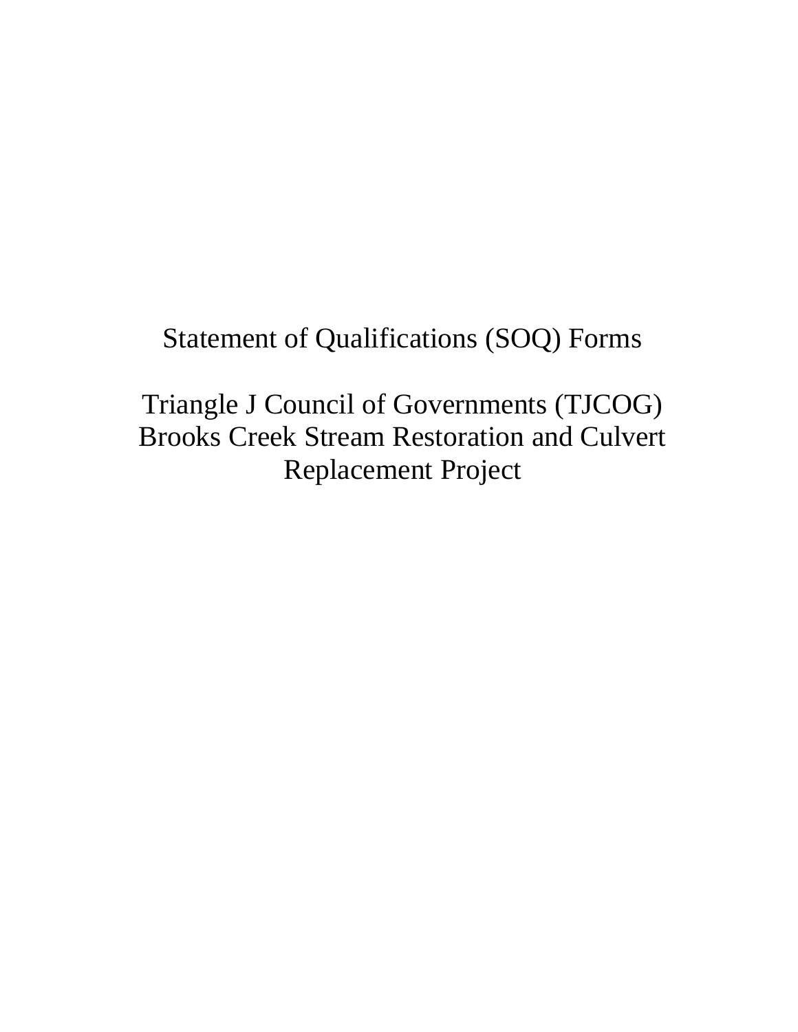# Statement of Qualifications (SOQ) Forms

# Triangle J Council of Governments (TJCOG) Brooks Creek Stream Restoration and Culvert Replacement Project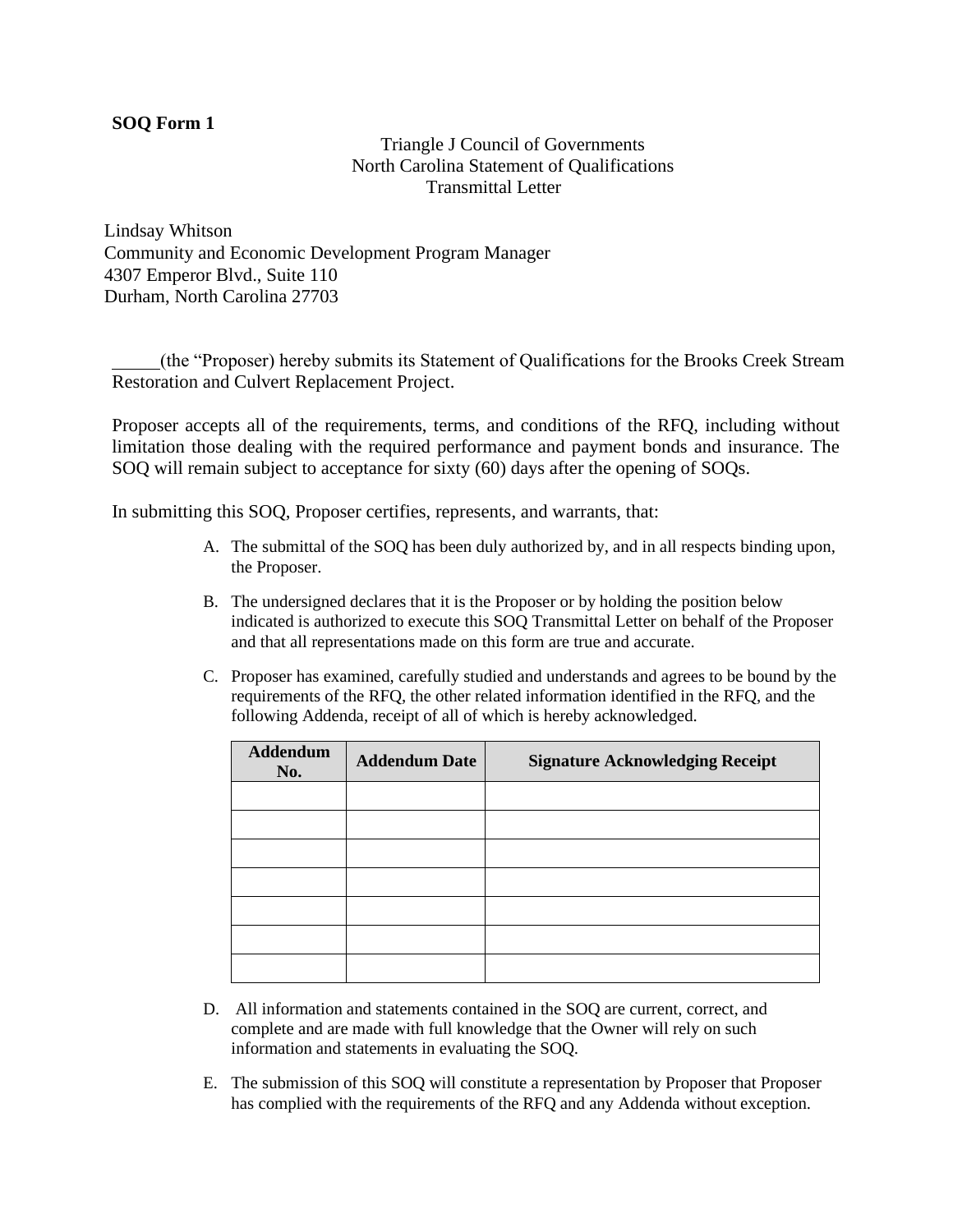**SOQ Form 1**

Triangle J Council of Governments
North Carolina Statement of Qualifications
Transmittal Letter

Lindsay Whitson
Community and Economic Development Program Manager
4307 Emperor Blvd., Suite 110
Durham, North Carolina 27703

_____(the "Proposer) hereby submits its Statement of Qualifications for the Brooks Creek Stream Restoration and Culvert Replacement Project.

Proposer accepts all of the requirements, terms, and conditions of the RFQ, including without limitation those dealing with the required performance and payment bonds and insurance. The SOQ will remain subject to acceptance for sixty (60) days after the opening of SOQs.

In submitting this SOQ, Proposer certifies, represents, and warrants, that:

A. The submittal of the SOQ has been duly authorized by, and in all respects binding upon, the Proposer.

B. The undersigned declares that it is the Proposer or by holding the position below indicated is authorized to execute this SOQ Transmittal Letter on behalf of the Proposer and that all representations made on this form are true and accurate.

C. Proposer has examined, carefully studied and understands and agrees to be bound by the requirements of the RFQ, the other related information identified in the RFQ, and the following Addenda, receipt of all of which is hereby acknowledged.

| Addendum No. | Addendum Date | Signature Acknowledging Receipt |
|---|---|---|
| | | |
| | | |
| | | |
| | | |
| | | |
| | | |
| | | |

D. All information and statements contained in the SOQ are current, correct, and complete and are made with full knowledge that the Owner will rely on such information and statements in evaluating the SOQ.

E. The submission of this SOQ will constitute a representation by Proposer that Proposer has complied with the requirements of the RFQ and any Addenda without exception.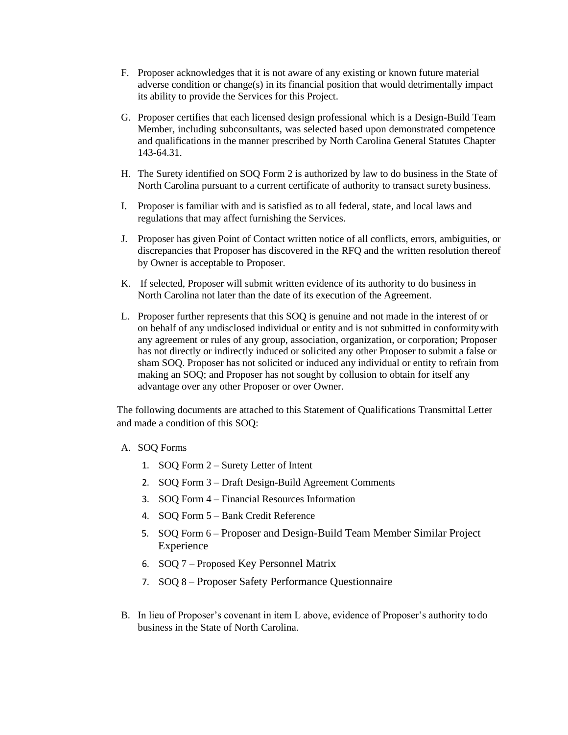F. Proposer acknowledges that it is not aware of any existing or known future material adverse condition or change(s) in its financial position that would detrimentally impact its ability to provide the Services for this Project.

G. Proposer certifies that each licensed design professional which is a Design-Build Team Member, including subconsultants, was selected based upon demonstrated competence and qualifications in the manner prescribed by North Carolina General Statutes Chapter 143-64.31.

H. The Surety identified on SOQ Form 2 is authorized by law to do business in the State of North Carolina pursuant to a current certificate of authority to transact surety business.

I. Proposer is familiar with and is satisfied as to all federal, state, and local laws and regulations that may affect furnishing the Services.

J. Proposer has given Point of Contact written notice of all conflicts, errors, ambiguities, or discrepancies that Proposer has discovered in the RFQ and the written resolution thereof by Owner is acceptable to Proposer.

K. If selected, Proposer will submit written evidence of its authority to do business in North Carolina not later than the date of its execution of the Agreement.

L. Proposer further represents that this SOQ is genuine and not made in the interest of or on behalf of any undisclosed individual or entity and is not submitted in conformity with any agreement or rules of any group, association, organization, or corporation; Proposer has not directly or indirectly induced or solicited any other Proposer to submit a false or sham SOQ. Proposer has not solicited or induced any individual or entity to refrain from making an SOQ; and Proposer has not sought by collusion to obtain for itself any advantage over any other Proposer or over Owner.

The following documents are attached to this Statement of Qualifications Transmittal Letter and made a condition of this SOQ:

A. SOQ Forms
   1. SOQ Form 2 – Surety Letter of Intent
   2. SOQ Form 3 – Draft Design-Build Agreement Comments
   3. SOQ Form 4 – Financial Resources Information
   4. SOQ Form 5 – Bank Credit Reference
   5. SOQ Form 6 – Proposer and Design-Build Team Member Similar Project Experience
   6. SOQ 7 – Proposed Key Personnel Matrix
   7. SOQ 8 – Proposer Safety Performance Questionnaire

B. In lieu of Proposer's covenant in item L above, evidence of Proposer's authority to do business in the State of North Carolina.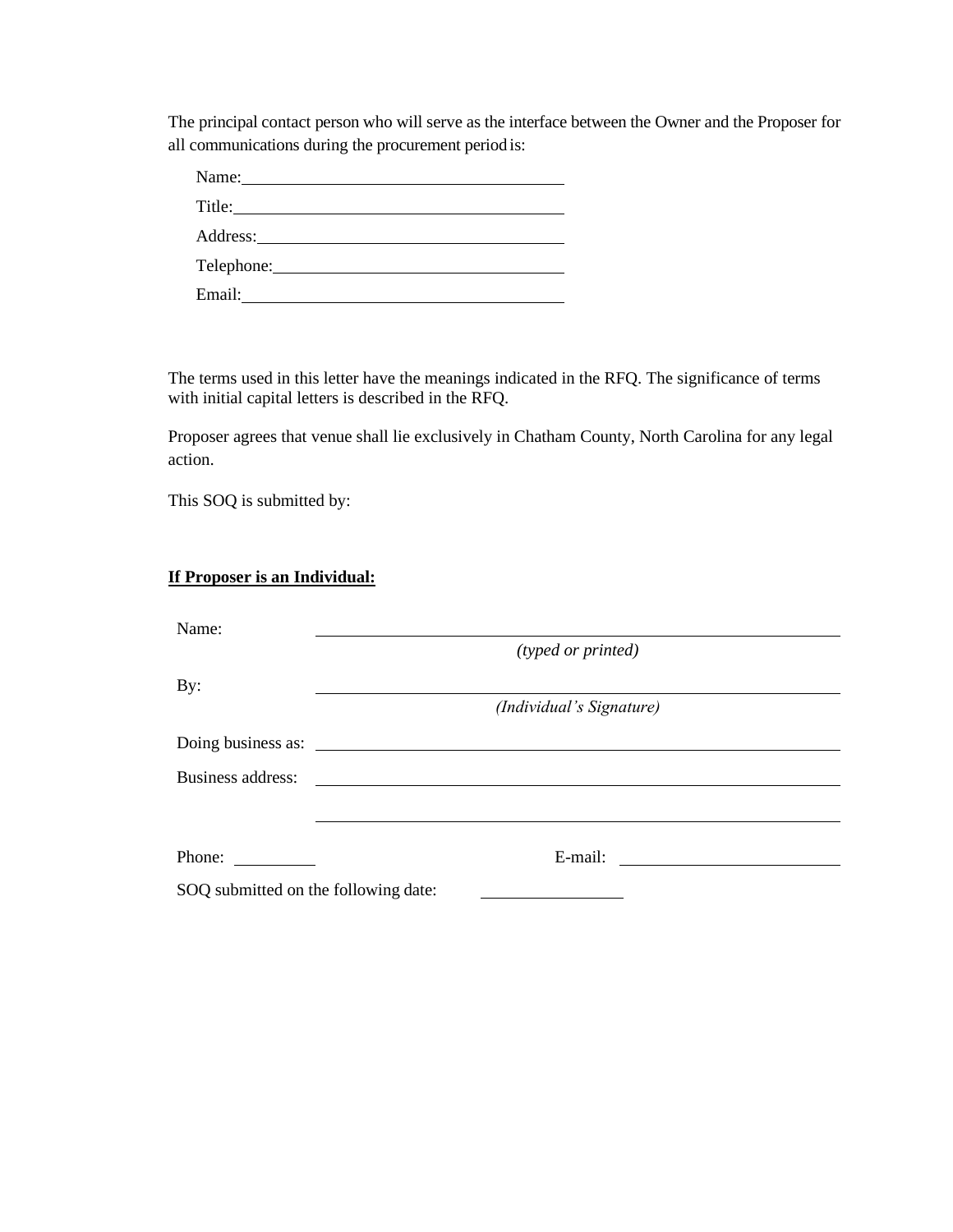The principal contact person who will serve as the interface between the Owner and the Proposer for all communications during the procurement period is:

Name: ______________________________________

Title: ______________________________________

Address: ____________________________________

Telephone: __________________________________

Email: ______________________________________

The terms used in this letter have the meanings indicated in the RFQ. The significance of terms with initial capital letters is described in the RFQ.

Proposer agrees that venue shall lie exclusively in Chatham County, North Carolina for any legal action.

This SOQ is submitted by:

**<u>If Proposer is an Individual:</u>**

Name: ______________________________________________
*(typed or printed)*

By: ______________________________________________
*(Individual's Signature)*

Doing business as: ______________________________________________

Business address: ______________________________________________

______________________________________________

Phone: __________ E-mail: __________________________

SOQ submitted on the following date: ________________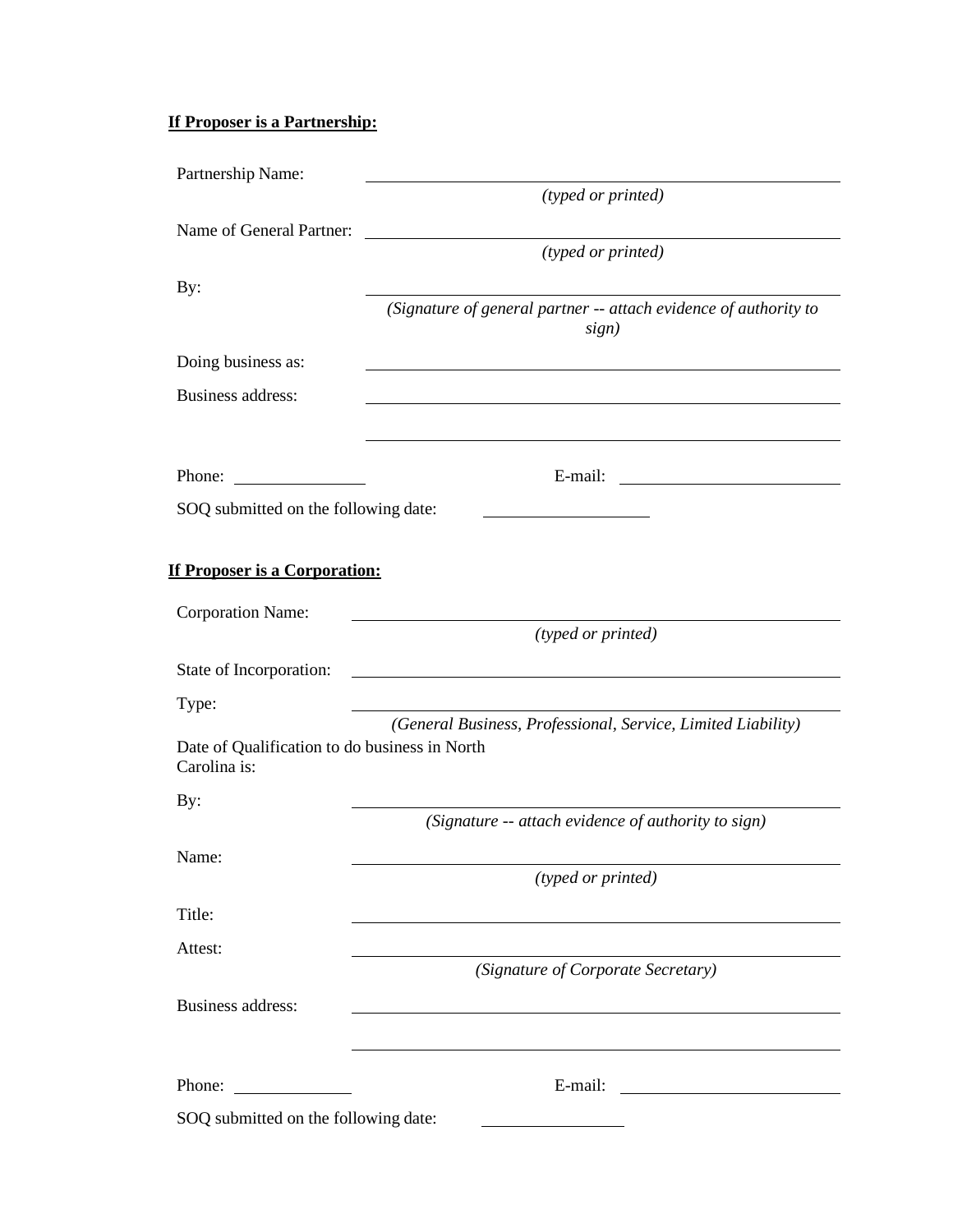**If Proposer is a Partnership:**

Partnership Name: ______________________________
*(typed or printed)*

Name of General Partner: ______________________________
*(typed or printed)*

By: ______________________________
*(Signature of general partner -- attach evidence of authority to sign)*

Doing business as: ______________________________

Business address: ______________________________

______________________________

Phone: ______________ E-mail: ______________________

SOQ submitted on the following date: ________________

**If Proposer is a Corporation:**

Corporation Name: ______________________________
*(typed or printed)*

State of Incorporation: ______________________________

Type: ______________________________
*(General Business, Professional, Service, Limited Liability)*

Date of Qualification to do business in North Carolina is:

By: ______________________________
*(Signature -- attach evidence of authority to sign)*

Name: ______________________________
*(typed or printed)*

Title: ______________________________

Attest: ______________________________
*(Signature of Corporate Secretary)*

Business address: ______________________________

______________________________

Phone: ______________ E-mail: ______________________

SOQ submitted on the following date: ________________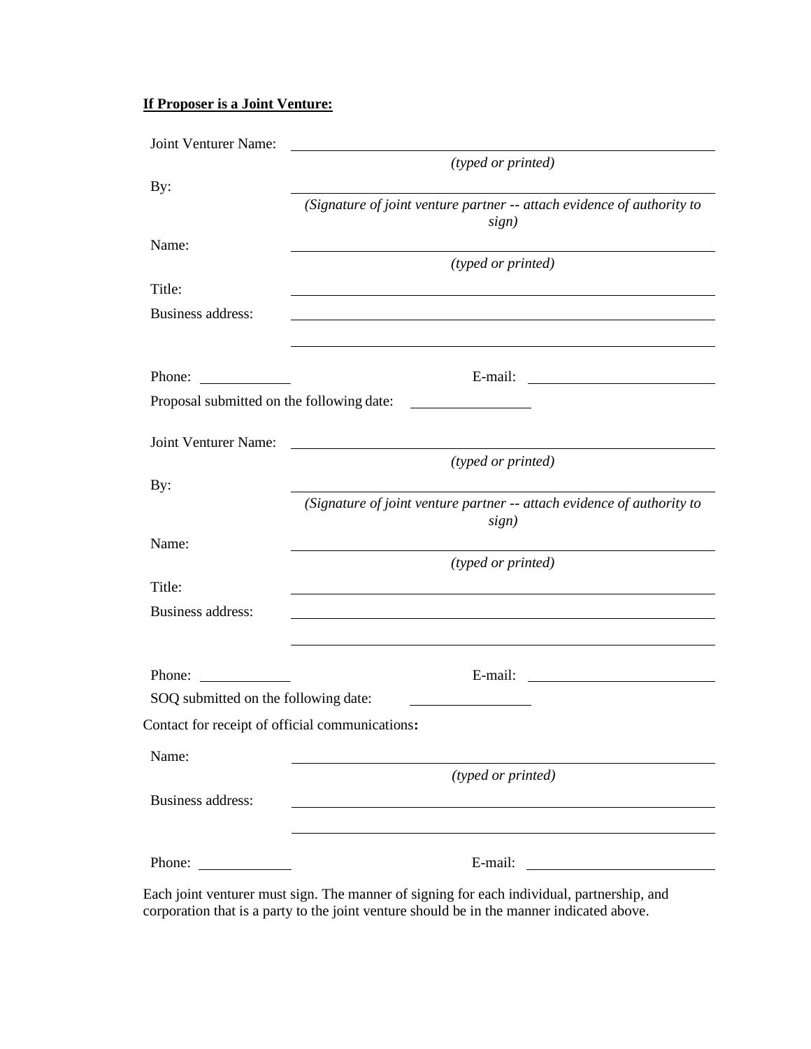**<u>If Proposer is a Joint Venture:</u>**

Joint Venturer Name: \_\_\_\_\_\_\_\_\_\_\_\_\_\_\_\_\_\_\_\_\_\_\_\_\_\_\_\_\_\_\_\_\_\_\_\_\_\_\_\_
*(typed or printed)*

By: \_\_\_\_\_\_\_\_\_\_\_\_\_\_\_\_\_\_\_\_\_\_\_\_\_\_\_\_\_\_\_\_\_\_\_\_\_\_\_\_
*(Signature of joint venture partner -- attach evidence of authority to sign)*

Name: \_\_\_\_\_\_\_\_\_\_\_\_\_\_\_\_\_\_\_\_\_\_\_\_\_\_\_\_\_\_\_\_\_\_\_\_\_\_\_\_
*(typed or printed)*

Title: \_\_\_\_\_\_\_\_\_\_\_\_\_\_\_\_\_\_\_\_\_\_\_\_\_\_\_\_\_\_\_\_\_\_\_\_\_\_\_\_

Business address: \_\_\_\_\_\_\_\_\_\_\_\_\_\_\_\_\_\_\_\_\_\_\_\_\_\_\_\_\_\_\_\_\_\_\_\_\_\_\_\_

\_\_\_\_\_\_\_\_\_\_\_\_\_\_\_\_\_\_\_\_\_\_\_\_\_\_\_\_\_\_\_\_\_\_\_\_\_\_\_\_

Phone: \_\_\_\_\_\_\_\_\_\_\_\_ E-mail: \_\_\_\_\_\_\_\_\_\_\_\_\_\_\_\_\_\_\_\_\_\_\_\_

Proposal submitted on the following date: \_\_\_\_\_\_\_\_\_\_\_\_\_\_\_

Joint Venturer Name: \_\_\_\_\_\_\_\_\_\_\_\_\_\_\_\_\_\_\_\_\_\_\_\_\_\_\_\_\_\_\_\_\_\_\_\_\_\_\_\_
*(typed or printed)*

By: \_\_\_\_\_\_\_\_\_\_\_\_\_\_\_\_\_\_\_\_\_\_\_\_\_\_\_\_\_\_\_\_\_\_\_\_\_\_\_\_
*(Signature of joint venture partner -- attach evidence of authority to sign)*

Name: \_\_\_\_\_\_\_\_\_\_\_\_\_\_\_\_\_\_\_\_\_\_\_\_\_\_\_\_\_\_\_\_\_\_\_\_\_\_\_\_
*(typed or printed)*

Title: \_\_\_\_\_\_\_\_\_\_\_\_\_\_\_\_\_\_\_\_\_\_\_\_\_\_\_\_\_\_\_\_\_\_\_\_\_\_\_\_

Business address: \_\_\_\_\_\_\_\_\_\_\_\_\_\_\_\_\_\_\_\_\_\_\_\_\_\_\_\_\_\_\_\_\_\_\_\_\_\_\_\_

\_\_\_\_\_\_\_\_\_\_\_\_\_\_\_\_\_\_\_\_\_\_\_\_\_\_\_\_\_\_\_\_\_\_\_\_\_\_\_\_

Phone: \_\_\_\_\_\_\_\_\_\_\_\_ E-mail: \_\_\_\_\_\_\_\_\_\_\_\_\_\_\_\_\_\_\_\_\_\_\_\_

SOQ submitted on the following date: \_\_\_\_\_\_\_\_\_\_\_\_\_\_\_

Contact for receipt of official communications**:**

Name: \_\_\_\_\_\_\_\_\_\_\_\_\_\_\_\_\_\_\_\_\_\_\_\_\_\_\_\_\_\_\_\_\_\_\_\_\_\_\_\_
*(typed or printed)*

Business address: \_\_\_\_\_\_\_\_\_\_\_\_\_\_\_\_\_\_\_\_\_\_\_\_\_\_\_\_\_\_\_\_\_\_\_\_\_\_\_\_

\_\_\_\_\_\_\_\_\_\_\_\_\_\_\_\_\_\_\_\_\_\_\_\_\_\_\_\_\_\_\_\_\_\_\_\_\_\_\_\_

Phone: \_\_\_\_\_\_\_\_\_\_\_\_ E-mail: \_\_\_\_\_\_\_\_\_\_\_\_\_\_\_\_\_\_\_\_\_\_\_\_

Each joint venturer must sign. The manner of signing for each individual, partnership, and corporation that is a party to the joint venture should be in the manner indicated above.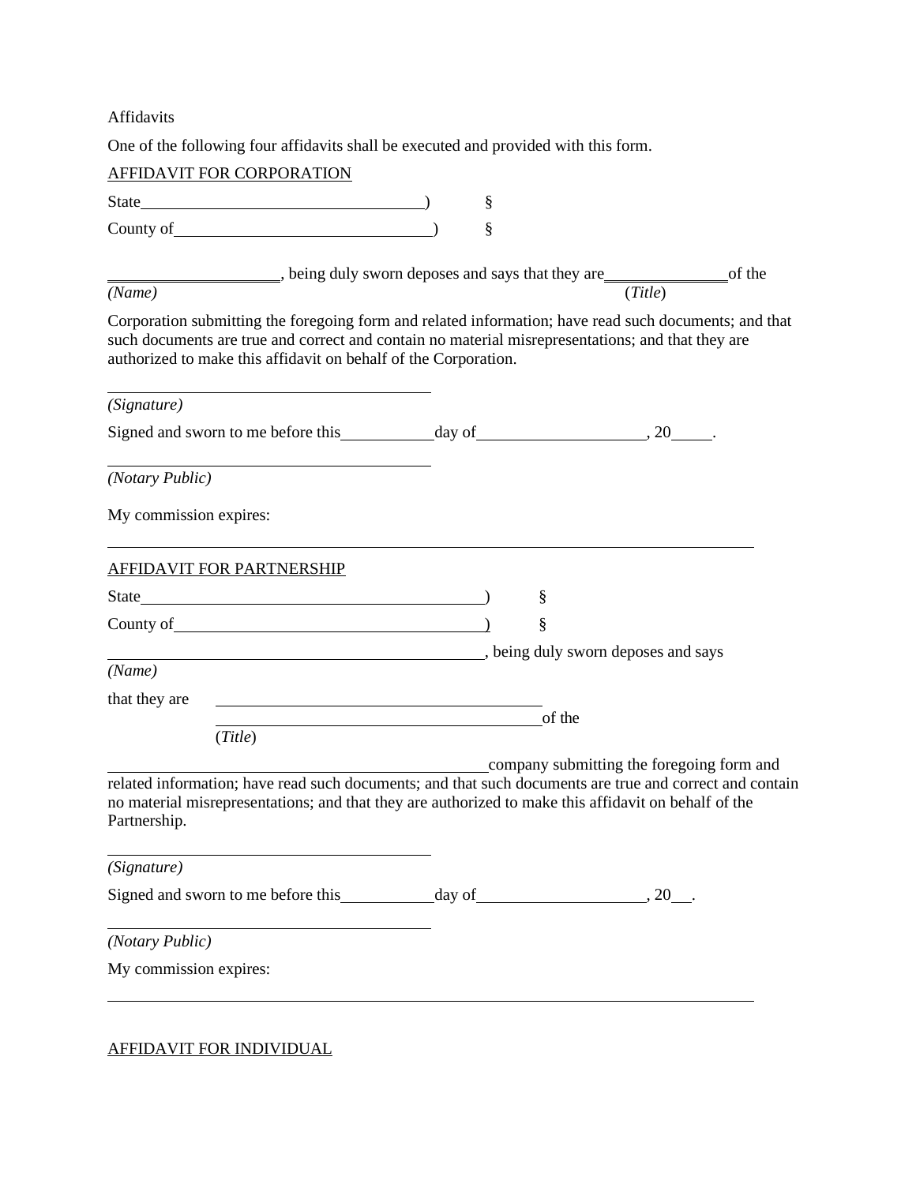Affidavits

One of the following four affidavits shall be executed and provided with this form.

AFFIDAVIT FOR CORPORATION

State\_\_\_\_\_\_\_\_\_\_\_\_\_\_\_\_\_\_\_\_\_\_\_\_\_\_\_\_\_\_) §

County of\_\_\_\_\_\_\_\_\_\_\_\_\_\_\_\_\_\_\_\_\_\_\_\_\_\_\_) §

\_\_\_\_\_\_\_\_\_\_\_\_\_\_\_\_\_\_, being duly sworn deposes and says that they are\_\_\_\_\_\_\_\_\_\_\_\_\_\_of the
*(Name)* (*Title*)

Corporation submitting the foregoing form and related information; have read such documents; and that such documents are true and correct and contain no material misrepresentations; and that they are authorized to make this affidavit on behalf of the Corporation.

\_\_\_\_\_\_\_\_\_\_\_\_\_\_\_\_\_\_\_\_\_\_\_\_\_\_\_\_\_\_\_\_\_\_\_\_

*(Signature)*

Signed and sworn to me before this\_\_\_\_\_\_\_\_\_\_day of\_\_\_\_\_\_\_\_\_\_\_\_\_\_\_\_\_\_, 20\_\_\_\_.

\_\_\_\_\_\_\_\_\_\_\_\_\_\_\_\_\_\_\_\_\_\_\_\_\_\_\_\_\_\_\_\_\_\_\_\_

*(Notary Public)*

My commission expires:

---

AFFIDAVIT FOR PARTNERSHIP

State\_\_\_\_\_\_\_\_\_\_\_\_\_\_\_\_\_\_\_\_\_\_\_\_\_\_\_\_\_\_\_\_\_\_\_\_) §

County of\_\_\_\_\_\_\_\_\_\_\_\_\_\_\_\_\_\_\_\_\_\_\_\_\_\_\_\_\_\_\_\_) §

\_\_\_\_\_\_\_\_\_\_\_\_\_\_\_\_\_\_\_\_\_\_\_\_\_\_\_\_\_\_\_\_\_\_\_\_\_\_\_\_, being duly sworn deposes and says
*(Name)*

that they are \_\_\_\_\_\_\_\_\_\_\_\_\_\_\_\_\_\_\_\_\_\_\_\_\_\_\_\_\_\_\_\_\_\_\_\_
\_\_\_\_\_\_\_\_\_\_\_\_\_\_\_\_\_\_\_\_\_\_\_\_\_\_\_\_\_\_\_\_\_\_\_\_of the
(*Title*)

\_\_\_\_\_\_\_\_\_\_\_\_\_\_\_\_\_\_\_\_\_\_\_\_\_\_\_\_\_\_\_\_\_\_\_\_\_\_\_\_\_\_company submitting the foregoing form and related information; have read such documents; and that such documents are true and correct and contain no material misrepresentations; and that they are authorized to make this affidavit on behalf of the Partnership.

\_\_\_\_\_\_\_\_\_\_\_\_\_\_\_\_\_\_\_\_\_\_\_\_\_\_\_\_\_\_\_\_\_\_\_\_

*(Signature)*

Signed and sworn to me before this\_\_\_\_\_\_\_\_\_\_day of\_\_\_\_\_\_\_\_\_\_\_\_\_\_\_\_\_\_, 20\_\_.

\_\_\_\_\_\_\_\_\_\_\_\_\_\_\_\_\_\_\_\_\_\_\_\_\_\_\_\_\_\_\_\_\_\_\_\_

*(Notary Public)*

My commission expires:

---

AFFIDAVIT FOR INDIVIDUAL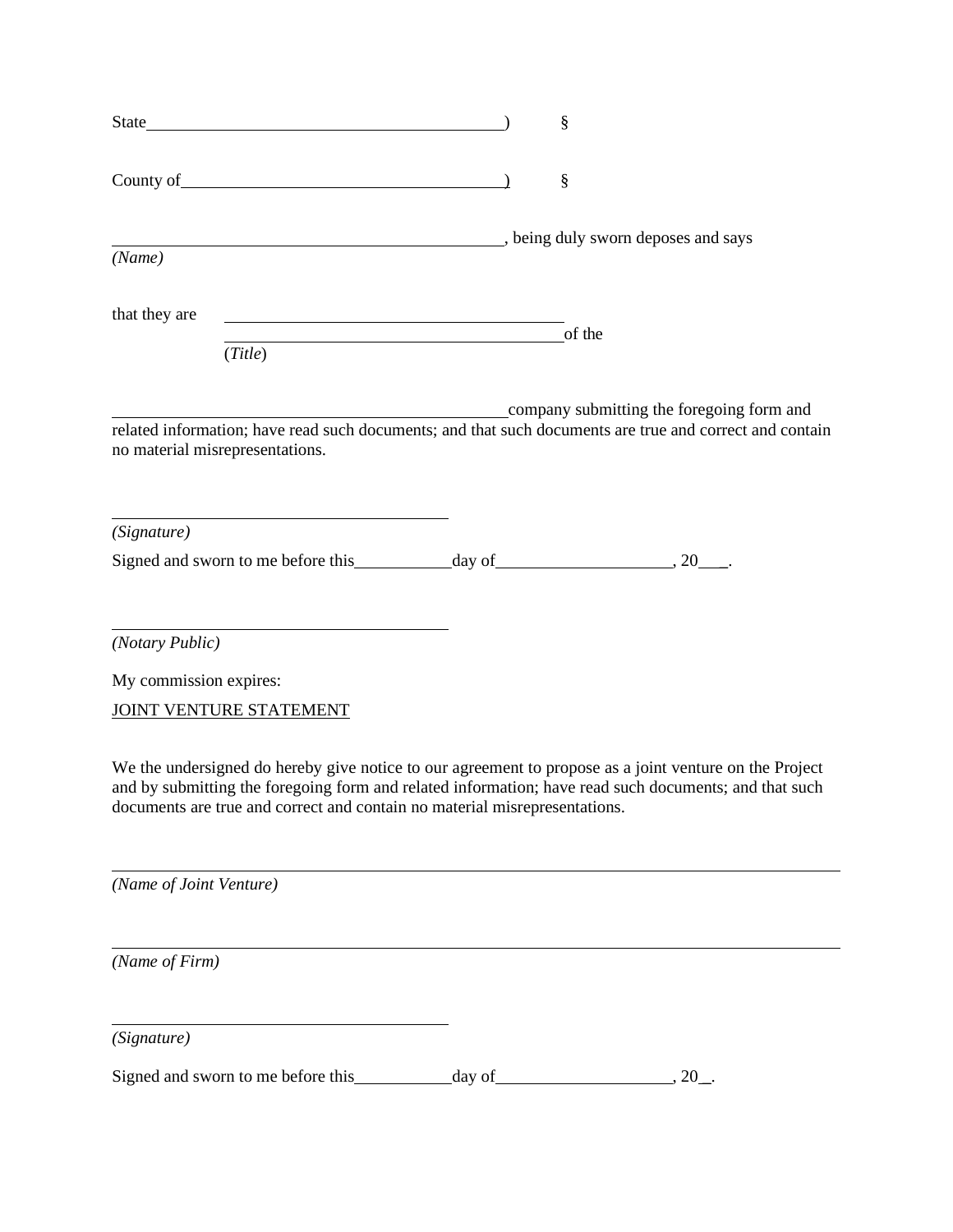State\_\_\_\_\_\_\_\_\_\_\_\_\_\_\_\_\_\_\_\_\_\_\_\_\_\_\_\_\_\_\_\_\_\_\_\_\_\_\_\_) §

County of\_\_\_\_\_\_\_\_\_\_\_\_\_\_\_\_\_\_\_\_\_\_\_\_\_\_\_\_\_\_\_\_\_\_\_\_) §

\_\_\_\_\_\_\_\_\_\_\_\_\_\_\_\_\_\_\_\_\_\_\_\_\_\_\_\_\_\_\_\_\_\_\_\_\_\_\_\_\_\_\_\_, being duly sworn deposes and says
*(Name)*

that they are \_\_\_\_\_\_\_\_\_\_\_\_\_\_\_\_\_\_\_\_\_\_\_\_\_\_\_\_\_\_\_\_\_\_\_\_\_\_\_\_
\_\_\_\_\_\_\_\_\_\_\_\_\_\_\_\_\_\_\_\_\_\_\_\_\_\_\_\_\_\_\_\_\_\_\_\_\_\_\_\_of the
(*Title*)

\_\_\_\_\_\_\_\_\_\_\_\_\_\_\_\_\_\_\_\_\_\_\_\_\_\_\_\_\_\_\_\_\_\_\_\_\_\_\_\_\_\_\_\_\_\_company submitting the foregoing form and related information; have read such documents; and that such documents are true and correct and contain no material misrepresentations.

\_\_\_\_\_\_\_\_\_\_\_\_\_\_\_\_\_\_\_\_\_\_\_\_\_\_\_\_\_\_\_\_\_\_\_\_\_\_\_\_
*(Signature)*

Signed and sworn to me before this\_\_\_\_\_\_\_\_\_\_\_day of\_\_\_\_\_\_\_\_\_\_\_\_\_\_\_\_\_\_\_\_, 20\_\_\_.

\_\_\_\_\_\_\_\_\_\_\_\_\_\_\_\_\_\_\_\_\_\_\_\_\_\_\_\_\_\_\_\_\_\_\_\_\_\_\_\_
*(Notary Public)*

My commission expires:

<u>JOINT VENTURE STATEMENT</u>

We the undersigned do hereby give notice to our agreement to propose as a joint venture on the Project and by submitting the foregoing form and related information; have read such documents; and that such documents are true and correct and contain no material misrepresentations.

\_\_\_\_\_\_\_\_\_\_\_\_\_\_\_\_\_\_\_\_\_\_\_\_\_\_\_\_\_\_\_\_\_\_\_\_\_\_\_\_\_\_\_\_\_\_\_\_\_\_\_\_\_\_\_\_\_\_\_\_\_\_\_\_\_\_\_\_\_\_\_\_\_\_\_\_\_\_\_\_\_\_\_\_\_\_
*(Name of Joint Venture)*

\_\_\_\_\_\_\_\_\_\_\_\_\_\_\_\_\_\_\_\_\_\_\_\_\_\_\_\_\_\_\_\_\_\_\_\_\_\_\_\_\_\_\_\_\_\_\_\_\_\_\_\_\_\_\_\_\_\_\_\_\_\_\_\_\_\_\_\_\_\_\_\_\_\_\_\_\_\_\_\_\_\_\_\_\_\_
*(Name of Firm)*

\_\_\_\_\_\_\_\_\_\_\_\_\_\_\_\_\_\_\_\_\_\_\_\_\_\_\_\_\_\_\_\_\_\_\_\_\_\_\_\_
*(Signature)*

Signed and sworn to me before this\_\_\_\_\_\_\_\_\_\_\_day of\_\_\_\_\_\_\_\_\_\_\_\_\_\_\_\_\_\_\_\_, 20\_.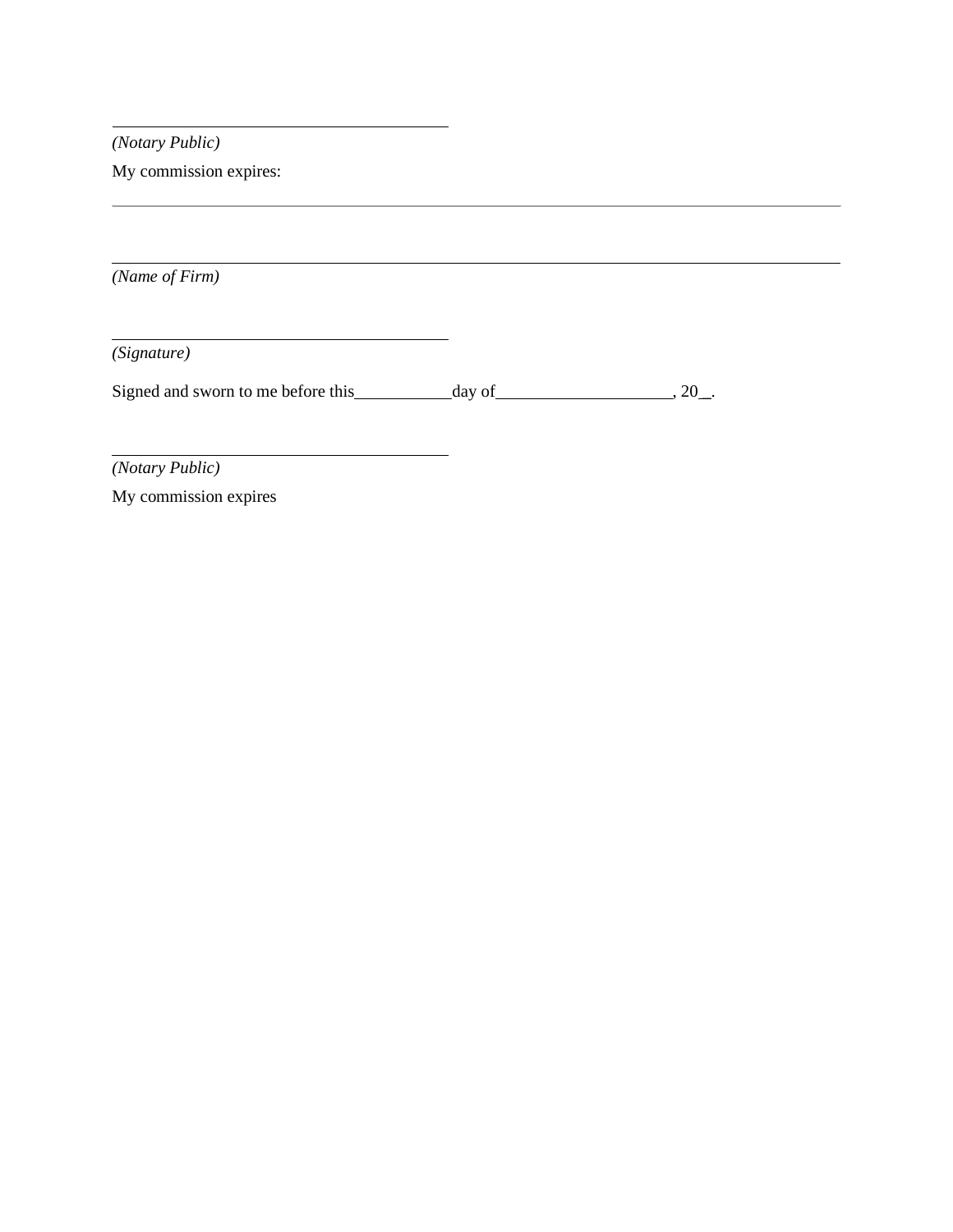\_\_\_\_\_\_\_\_\_\_\_\_\_\_\_\_\_\_\_\_\_\_\_\_\_\_\_\_\_\_\_\_\_\_\_\_
*(Notary Public)*

My commission expires:

---

\_\_\_\_\_\_\_\_\_\_\_\_\_\_\_\_\_\_\_\_\_\_\_\_\_\_\_\_\_\_\_\_\_\_\_\_\_\_\_\_\_\_\_\_\_\_\_\_\_\_\_\_\_\_\_\_\_\_\_\_\_\_\_\_\_\_\_\_\_\_\_\_\_\_\_\_\_\_
*(Name of Firm)*

\_\_\_\_\_\_\_\_\_\_\_\_\_\_\_\_\_\_\_\_\_\_\_\_\_\_\_\_\_\_\_\_\_\_\_\_
*(Signature)*

Signed and sworn to me before this\_\_\_\_\_\_\_\_\_\_\_day of\_\_\_\_\_\_\_\_\_\_\_\_\_\_\_\_\_\_\_, 20\_\_.

\_\_\_\_\_\_\_\_\_\_\_\_\_\_\_\_\_\_\_\_\_\_\_\_\_\_\_\_\_\_\_\_\_\_\_\_
*(Notary Public)*

My commission expires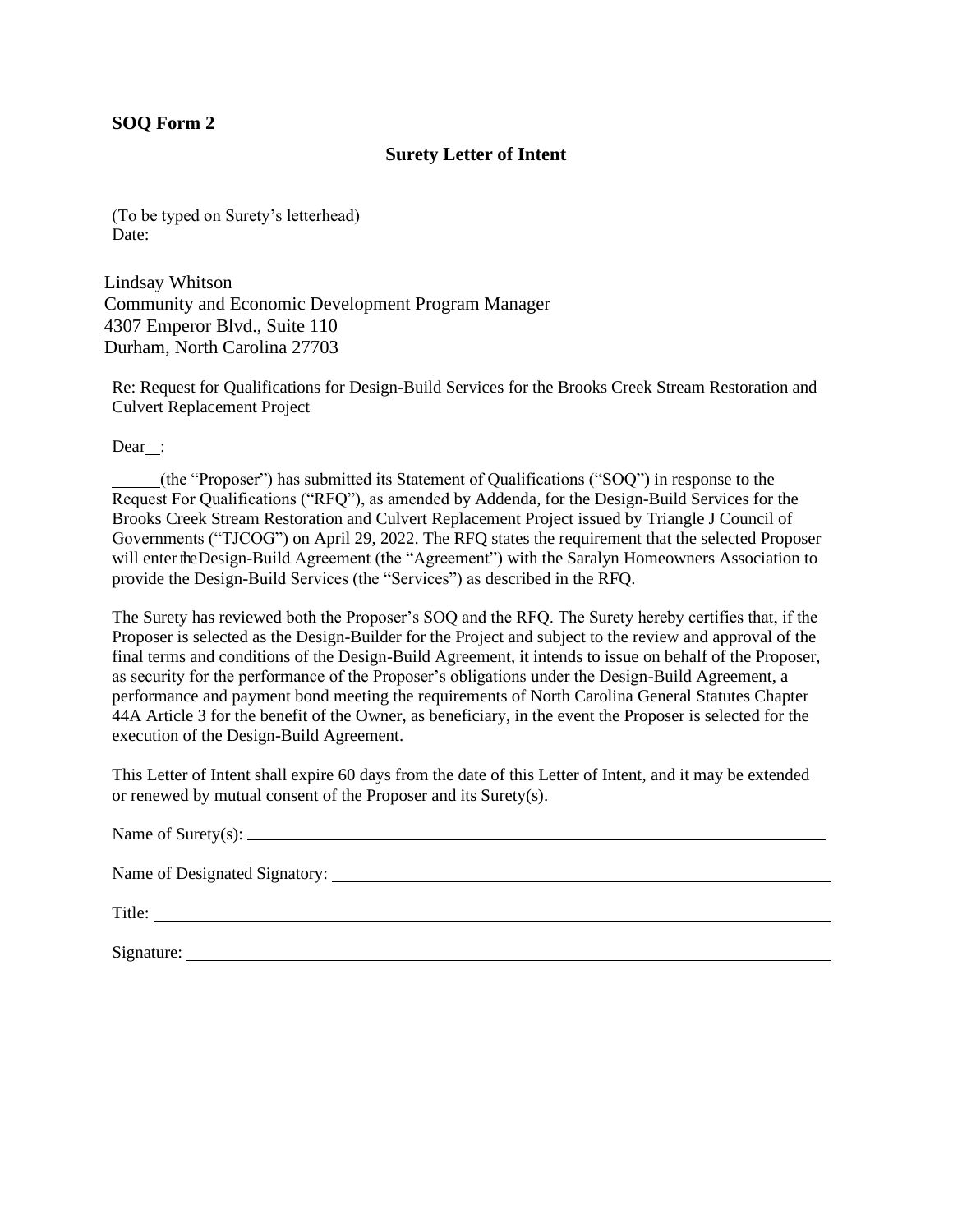**SOQ Form 2**

**Surety Letter of Intent**

(To be typed on Surety's letterhead)
Date:

Lindsay Whitson
Community and Economic Development Program Manager
4307 Emperor Blvd., Suite 110
Durham, North Carolina 27703

Re: Request for Qualifications for Design-Build Services for the Brooks Creek Stream Restoration and Culvert Replacement Project

Dear __:

______(the "Proposer") has submitted its Statement of Qualifications ("SOQ") in response to the Request For Qualifications ("RFQ"), as amended by Addenda, for the Design-Build Services for the Brooks Creek Stream Restoration and Culvert Replacement Project issued by Triangle J Council of Governments ("TJCOG") on April 29, 2022. The RFQ states the requirement that the selected Proposer will enter the Design-Build Agreement (the "Agreement") with the Saralyn Homeowners Association to provide the Design-Build Services (the "Services") as described in the RFQ.

The Surety has reviewed both the Proposer's SOQ and the RFQ. The Surety hereby certifies that, if the Proposer is selected as the Design-Builder for the Project and subject to the review and approval of the final terms and conditions of the Design-Build Agreement, it intends to issue on behalf of the Proposer, as security for the performance of the Proposer's obligations under the Design-Build Agreement, a performance and payment bond meeting the requirements of North Carolina General Statutes Chapter 44A Article 3 for the benefit of the Owner, as beneficiary, in the event the Proposer is selected for the execution of the Design-Build Agreement.

This Letter of Intent shall expire 60 days from the date of this Letter of Intent, and it may be extended or renewed by mutual consent of the Proposer and its Surety(s).

Name of Surety(s): ______________________________________________

Name of Designated Signatory: ______________________________________

Title: ______________________________________________

Signature: ______________________________________________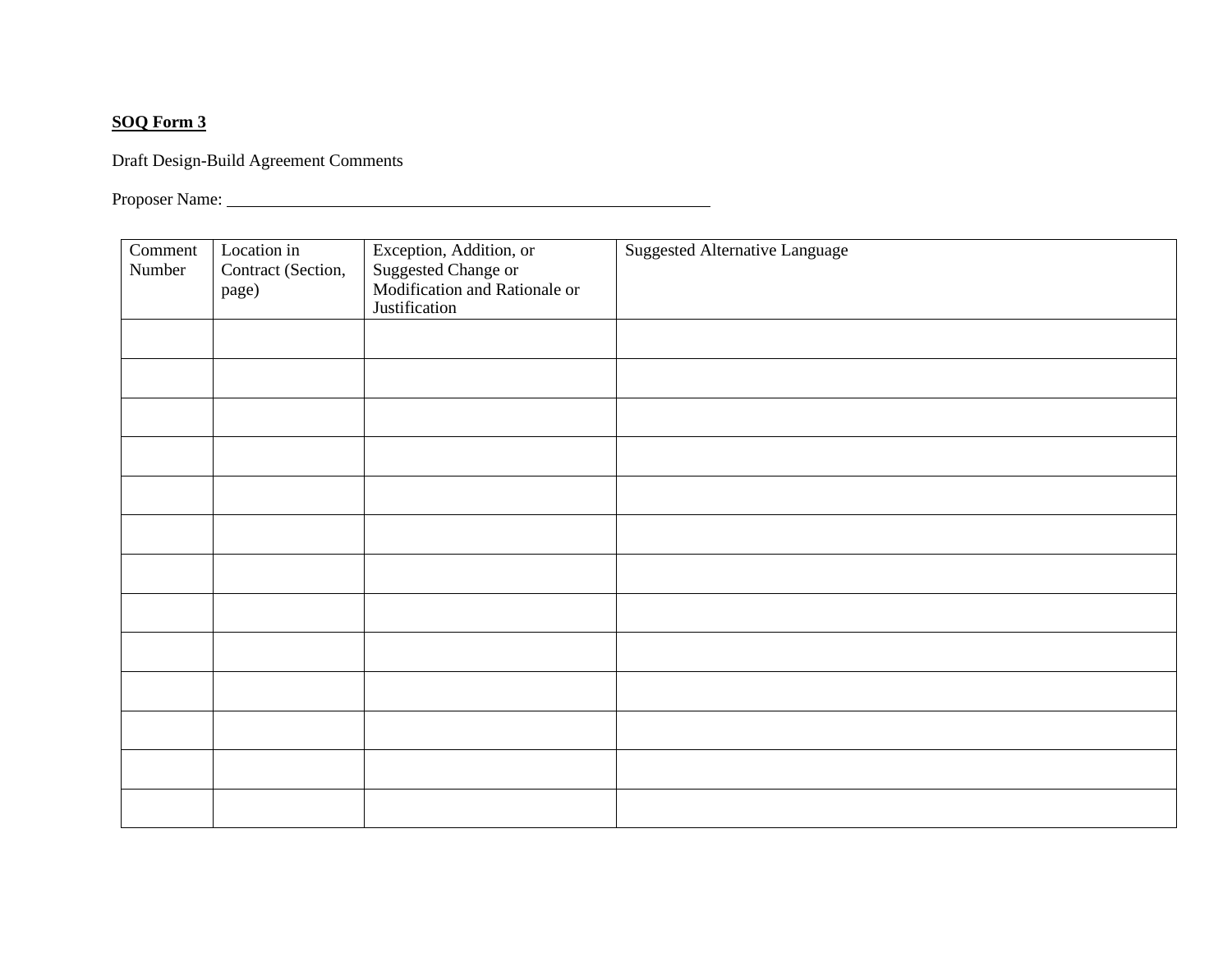**SOQ Form 3**

Draft Design-Build Agreement Comments

Proposer Name: ___________________________________________________________

| Comment Number | Location in Contract (Section, page) | Exception, Addition, or Suggested Change or Modification and Rationale or Justification | Suggested Alternative Language |
|---|---|---|---|
| | | | |
| | | | |
| | | | |
| | | | |
| | | | |
| | | | |
| | | | |
| | | | |
| | | | |
| | | | |
| | | | |
| | | | |
| | | | |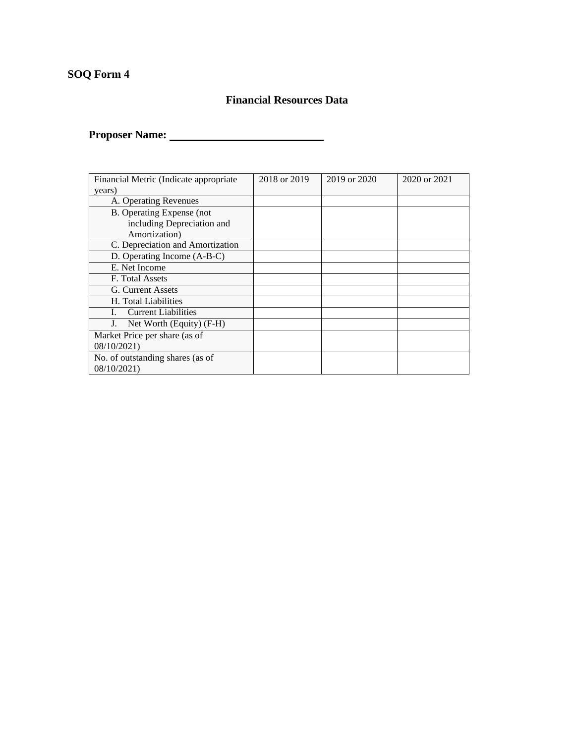**SOQ Form 4**

## Financial Resources Data

**Proposer Name: ___________________________**

| Financial Metric (Indicate appropriate years) | 2018 or 2019 | 2019 or 2020 | 2020 or 2021 |
|---|---|---|---|
| A. Operating Revenues | | | |
| B. Operating Expense (not including Depreciation and Amortization) | | | |
| C. Depreciation and Amortization | | | |
| D. Operating Income (A-B-C) | | | |
| E. Net Income | | | |
| F. Total Assets | | | |
| G. Current Assets | | | |
| H. Total Liabilities | | | |
| I. Current Liabilities | | | |
| J. Net Worth (Equity) (F-H) | | | |
| Market Price per share (as of 08/10/2021) | | | |
| No. of outstanding shares (as of 08/10/2021) | | | |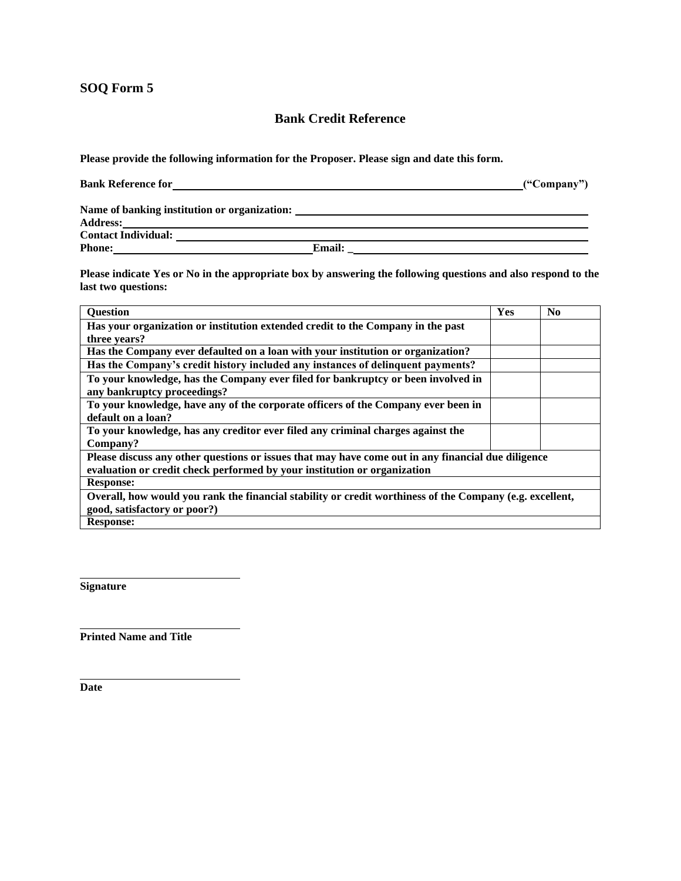**SOQ Form 5**

## Bank Credit Reference

**Please provide the following information for the Proposer. Please sign and date this form.**

**Bank Reference for** \_\_\_\_\_\_\_\_\_\_\_\_\_\_\_\_\_\_\_\_\_\_\_\_\_\_\_\_\_\_\_\_\_\_\_\_\_\_\_\_\_\_\_\_ **("Company")**

**Name of banking institution or organization:** \_\_\_\_\_\_\_\_\_\_\_\_\_\_\_\_\_\_\_\_\_\_\_\_\_\_\_\_\_\_\_\_\_\_
**Address:** \_\_\_\_\_\_\_\_\_\_\_\_\_\_\_\_\_\_\_\_\_\_\_\_\_\_\_\_\_\_\_\_\_\_\_\_\_\_\_\_\_\_\_\_\_\_\_\_\_\_\_\_\_\_\_\_\_\_\_\_
**Contact Individual:** \_\_\_\_\_\_\_\_\_\_\_\_\_\_\_\_\_\_\_\_\_\_\_\_\_\_\_\_\_\_\_\_\_\_\_\_\_\_\_\_\_\_\_\_\_\_\_\_\_\_\_\_
**Phone:** \_\_\_\_\_\_\_\_\_\_\_\_\_\_\_\_\_\_\_\_\_\_\_\_\_ **Email:** \_\_\_\_\_\_\_\_\_\_\_\_\_\_\_\_\_\_\_\_\_\_\_\_\_\_\_\_\_\_\_

**Please indicate Yes or No in the appropriate box by answering the following questions and also respond to the last two questions:**

| **Question** | **Yes** | **No** |
|---|---|---|
| **Has your organization or institution extended credit to the Company in the past three years?** | | |
| **Has the Company ever defaulted on a loan with your institution or organization?** | | |
| **Has the Company's credit history included any instances of delinquent payments?** | | |
| **To your knowledge, has the Company ever filed for bankruptcy or been involved in any bankruptcy proceedings?** | | |
| **To your knowledge, have any of the corporate officers of the Company ever been in default on a loan?** | | |
| **To your knowledge, has any creditor ever filed any criminal charges against the Company?** | | |
| **Please discuss any other questions or issues that may have come out in any financial due diligence evaluation or credit check performed by your institution or organization** | | |
| **Response:** | | |
| **Overall, how would you rank the financial stability or credit worthiness of the Company (e.g. excellent, good, satisfactory or poor?)** | | |
| **Response:** | | |

\_\_\_\_\_\_\_\_\_\_\_\_\_\_\_\_\_\_\_\_\_\_\_\_\_\_
**Signature**

\_\_\_\_\_\_\_\_\_\_\_\_\_\_\_\_\_\_\_\_\_\_\_\_\_\_
**Printed Name and Title**

\_\_\_\_\_\_\_\_\_\_\_\_\_\_\_\_\_\_\_\_\_\_\_\_\_\_
**Date**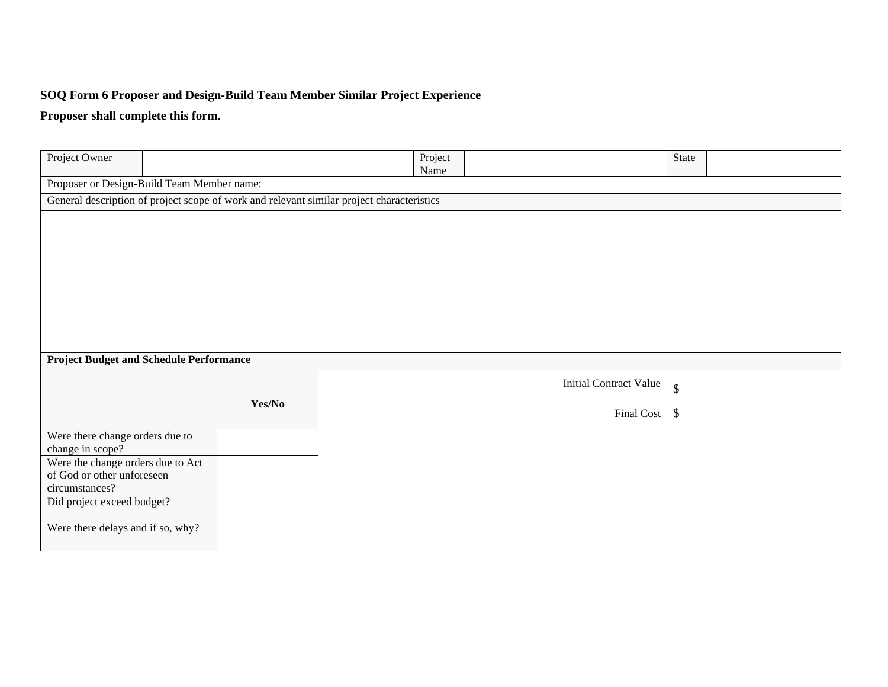**SOQ Form 6 Proposer and Design-Build Team Member Similar Project Experience**

**Proposer shall complete this form.**

| Project Owner | | Project Name | | State | |
|---|---|---|---|---|---|
| Proposer or Design-Build Team Member name: | | | | | |
| General description of project scope of work and relevant similar project characteristics | | | | | |
| | | | | | |

| **Project Budget and Schedule Performance** | | | |
|---|---|---|---|
| | | Initial Contract Value | $ |
| | **Yes/No** | Final Cost | $ |
| Were there change orders due to change in scope? | | | |
| Were the change orders due to Act of God or other unforeseen circumstances? | | | |
| Did project exceed budget? | | | |
| Were there delays and if so, why? | | | |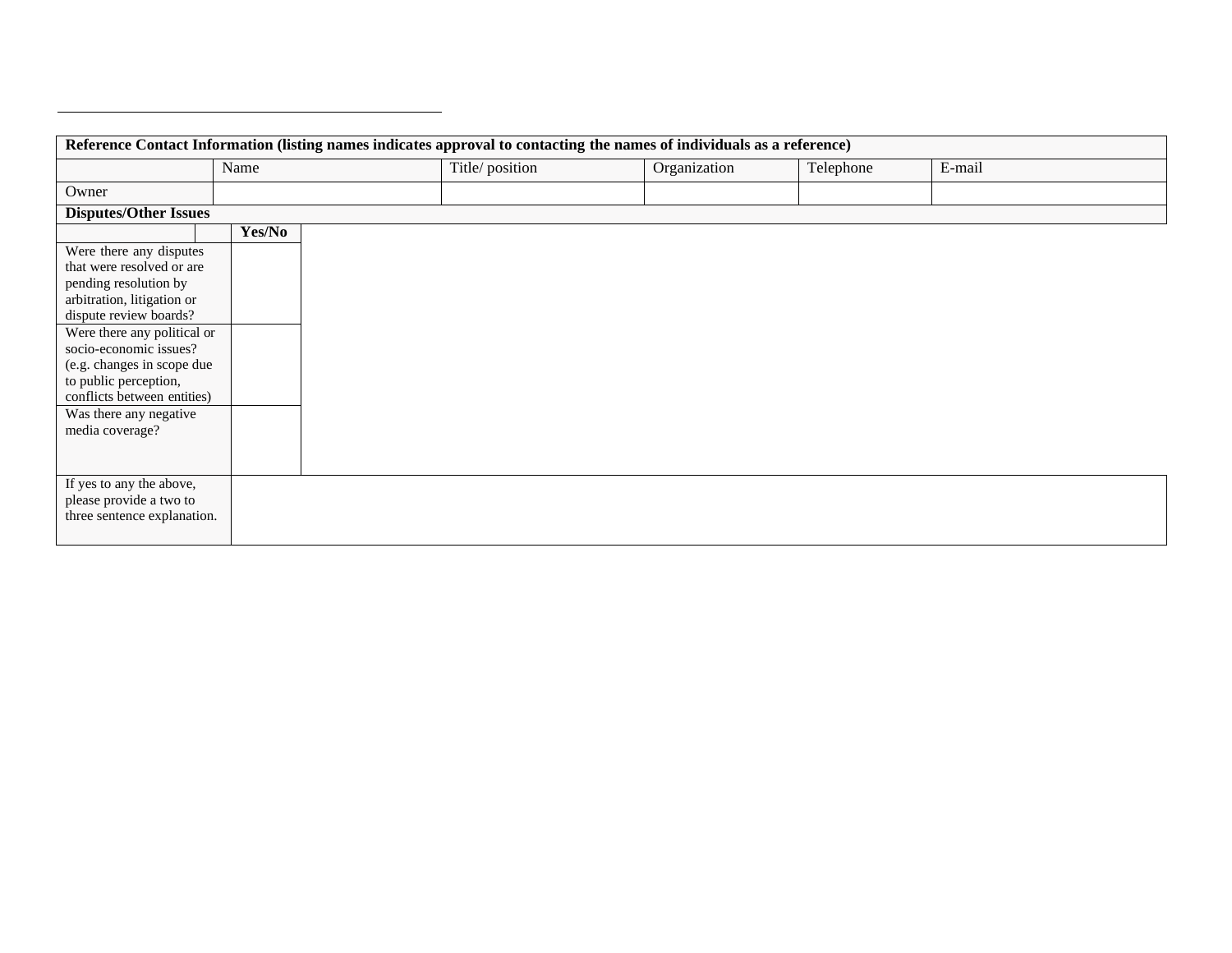| **Reference Contact Information (listing names indicates approval to contacting the names of individuals as a reference)** | | | | | |
|---|---|---|---|---|---|
| | Name | Title/ position | Organization | Telephone | E-mail |
| Owner | | | | | |

**Disputes/Other Issues**

| | Yes/No |
|---|---|
| Were there any disputes that were resolved or are pending resolution by arbitration, litigation or dispute review boards? | |
| Were there any political or socio-economic issues? (e.g. changes in scope due to public perception, conflicts between entities) | |
| Was there any negative media coverage? | |

| If yes to any the above, please provide a two to three sentence explanation. | |
|---|---|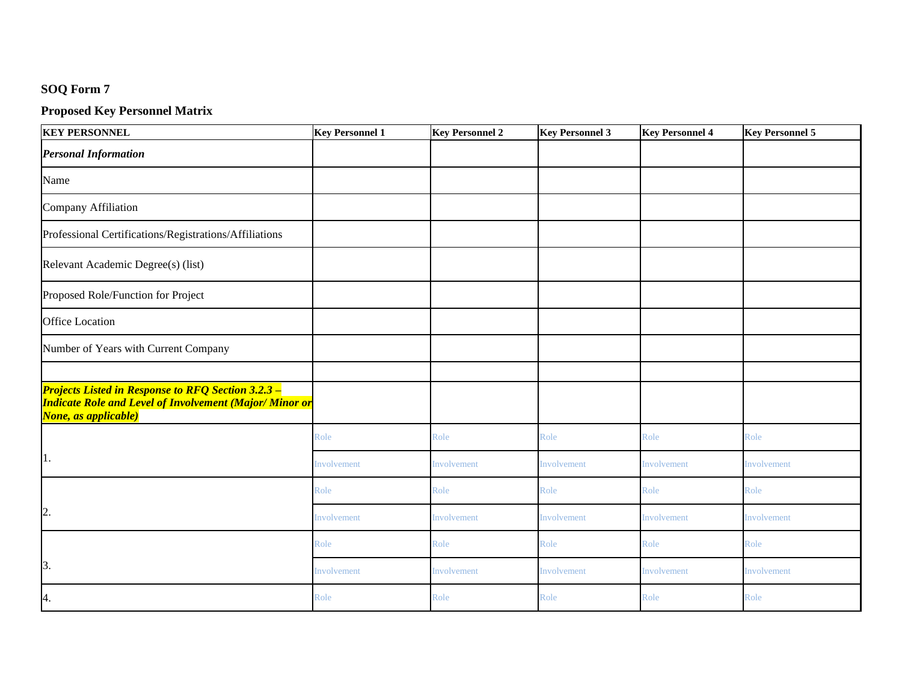**SOQ Form 7**

**Proposed Key Personnel Matrix**

| KEY PERSONNEL | Key Personnel 1 | Key Personnel 2 | Key Personnel 3 | Key Personnel 4 | Key Personnel 5 |
|---|---|---|---|---|---|
| ***Personal Information*** | | | | | |
| Name | | | | | |
| Company Affiliation | | | | | |
| Professional Certifications/Registrations/Affiliations | | | | | |
| Relevant Academic Degree(s) (list) | | | | | |
| Proposed Role/Function for Project | | | | | |
| Office Location | | | | | |
| Number of Years with Current Company | | | | | |
| | | | | | |
| ***Projects Listed in Response to RFQ Section 3.2.3 – Indicate Role and Level of Involvement (Major/ Minor or None, as applicable)*** | | | | | |
| 1. | Role | Role | Role | Role | Role |
| | Involvement | Involvement | Involvement | Involvement | Involvement |
| 2. | Role | Role | Role | Role | Role |
| | Involvement | Involvement | Involvement | Involvement | Involvement |
| 3. | Role | Role | Role | Role | Role |
| | Involvement | Involvement | Involvement | Involvement | Involvement |
| 4. | Role | Role | Role | Role | Role |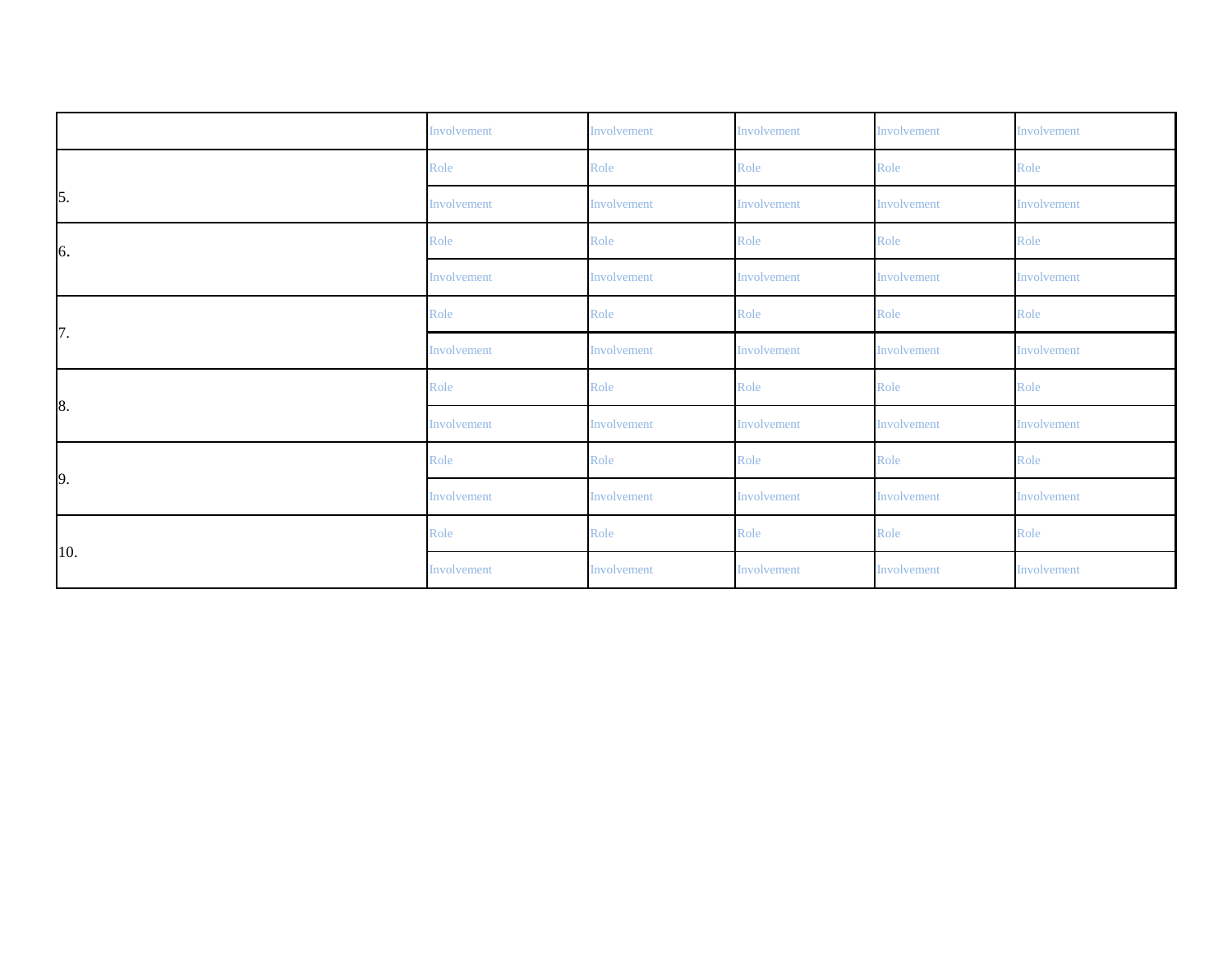| | Involvement | Involvement | Involvement | Involvement | Involvement |
|---|---|---|---|---|---|
| 5. | Role | Role | Role | Role | Role |
| | Involvement | Involvement | Involvement | Involvement | Involvement |
| 6. | Role | Role | Role | Role | Role |
| | Involvement | Involvement | Involvement | Involvement | Involvement |
| 7. | Role | Role | Role | Role | Role |
| | Involvement | Involvement | Involvement | Involvement | Involvement |
| 8. | Role | Role | Role | Role | Role |
| | Involvement | Involvement | Involvement | Involvement | Involvement |
| 9. | Role | Role | Role | Role | Role |
| | Involvement | Involvement | Involvement | Involvement | Involvement |
| 10. | Role | Role | Role | Role | Role |
| | Involvement | Involvement | Involvement | Involvement | Involvement |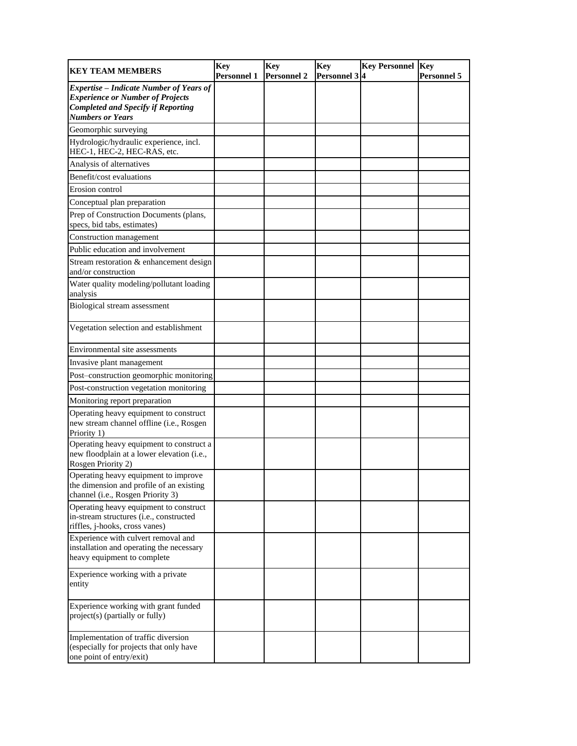| KEY TEAM MEMBERS | Key Personnel 1 | Key Personnel 2 | Key Personnel 3 | Key Personnel 4 | Key Personnel 5 |
|---|---|---|---|---|---|
| ***Expertise – Indicate Number of Years of Experience or Number of Projects Completed and Specify if Reporting Numbers or Years*** | | | | | |
| Geomorphic surveying | | | | | |
| Hydrologic/hydraulic experience, incl. HEC-1, HEC-2, HEC-RAS, etc. | | | | | |
| Analysis of alternatives | | | | | |
| Benefit/cost evaluations | | | | | |
| Erosion control | | | | | |
| Conceptual plan preparation | | | | | |
| Prep of Construction Documents (plans, specs, bid tabs, estimates) | | | | | |
| Construction management | | | | | |
| Public education and involvement | | | | | |
| Stream restoration & enhancement design and/or construction | | | | | |
| Water quality modeling/pollutant loading analysis | | | | | |
| Biological stream assessment | | | | | |
| Vegetation selection and establishment | | | | | |
| Environmental site assessments | | | | | |
| Invasive plant management | | | | | |
| Post–construction geomorphic monitoring | | | | | |
| Post-construction vegetation monitoring | | | | | |
| Monitoring report preparation | | | | | |
| Operating heavy equipment to construct new stream channel offline (i.e., Rosgen Priority 1) | | | | | |
| Operating heavy equipment to construct a new floodplain at a lower elevation (i.e., Rosgen Priority 2) | | | | | |
| Operating heavy equipment to improve the dimension and profile of an existing channel (i.e., Rosgen Priority 3) | | | | | |
| Operating heavy equipment to construct in-stream structures (i.e., constructed riffles, j-hooks, cross vanes) | | | | | |
| Experience with culvert removal and installation and operating the necessary heavy equipment to complete | | | | | |
| Experience working with a private entity | | | | | |
| Experience working with grant funded project(s) (partially or fully) | | | | | |
| Implementation of traffic diversion (especially for projects that only have one point of entry/exit) | | | | | |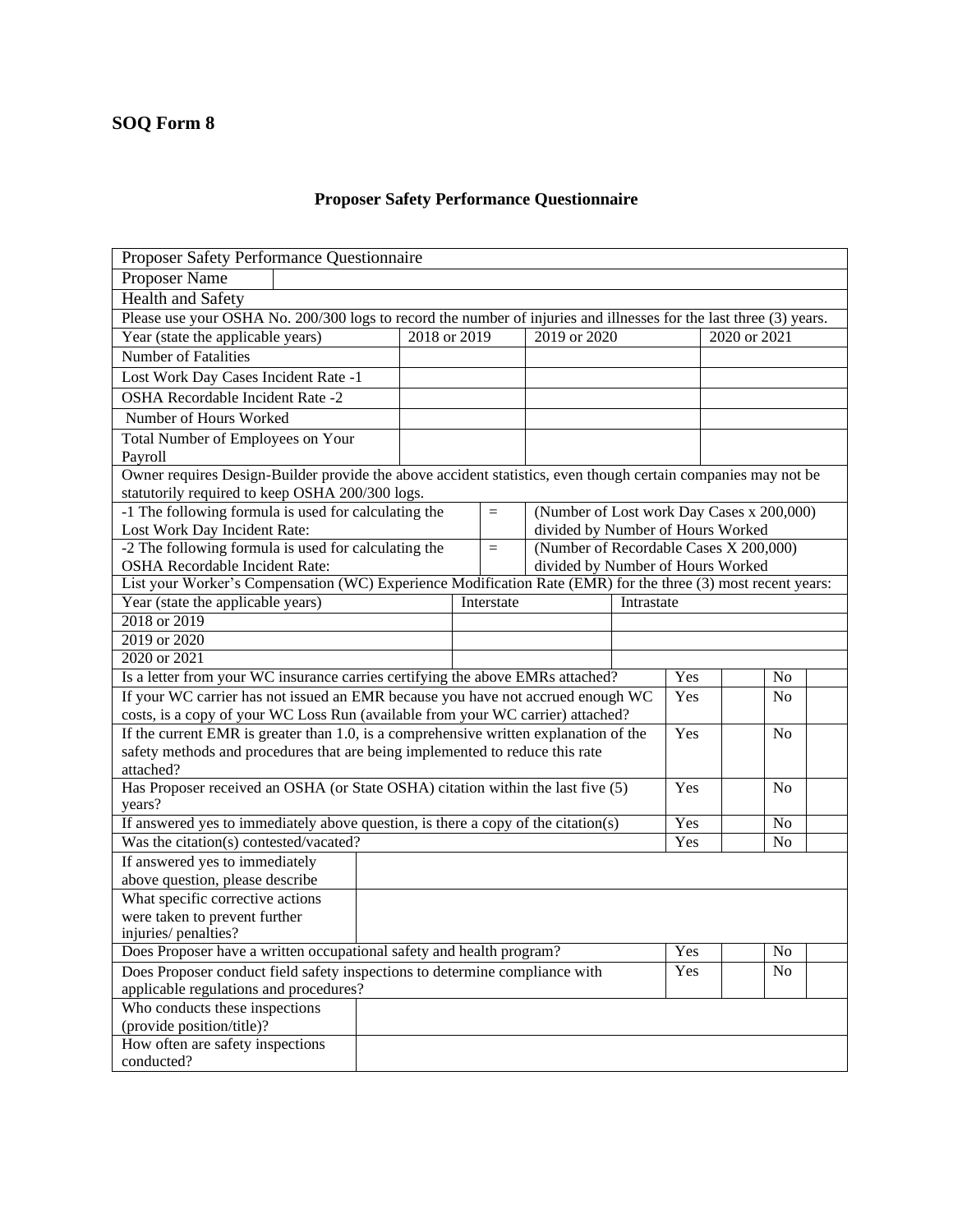**SOQ Form 8**

## Proposer Safety Performance Questionnaire

| Proposer Safety Performance Questionnaire | | | |
|---|---|---|---|
| Proposer Name | | | |
| Health and Safety | | | |
| Please use your OSHA No. 200/300 logs to record the number of injuries and illnesses for the last three (3) years. | | | |
| Year (state the applicable years) | 2018 or 2019 | 2019 or 2020 | 2020 or 2021 |
| Number of Fatalities | | | |
| Lost Work Day Cases Incident Rate -1 | | | |
| OSHA Recordable Incident Rate -2 | | | |
| Number of Hours Worked | | | |
| Total Number of Employees on Your Payroll | | | |
| Owner requires Design-Builder provide the above accident statistics, even though certain companies may not be statutorily required to keep OSHA 200/300 logs. | | | |

| | | |
|---|---|---|
| -1 The following formula is used for calculating the Lost Work Day Incident Rate: | = | (Number of Lost work Day Cases x 200,000) divided by Number of Hours Worked |
| -2 The following formula is used for calculating the OSHA Recordable Incident Rate: | = | (Number of Recordable Cases X 200,000) divided by Number of Hours Worked |

| List your Worker's Compensation (WC) Experience Modification Rate (EMR) for the three (3) most recent years: | | |
|---|---|---|
| Year (state the applicable years) | Interstate | Intrastate |
| 2018 or 2019 | | |
| 2019 or 2020 | | |
| 2020 or 2021 | | |

| Question | Yes | | No | |
|---|---|---|---|---|
| Is a letter from your WC insurance carries certifying the above EMRs attached? | Yes | | No | |
| If your WC carrier has not issued an EMR because you have not accrued enough WC costs, is a copy of your WC Loss Run (available from your WC carrier) attached? | Yes | | No | |
| If the current EMR is greater than 1.0, is a comprehensive written explanation of the safety methods and procedures that are being implemented to reduce this rate attached? | Yes | | No | |
| Has Proposer received an OSHA (or State OSHA) citation within the last five (5) years? | Yes | | No | |
| If answered yes to immediately above question, is there a copy of the citation(s) | Yes | | No | |
| Was the citation(s) contested/vacated? | Yes | | No | |

| | |
|---|---|
| If answered yes to immediately above question, please describe | |
| What specific corrective actions were taken to prevent further injuries/ penalties? | |

| Question | Yes | | No | |
|---|---|---|---|---|
| Does Proposer have a written occupational safety and health program? | Yes | | No | |
| Does Proposer conduct field safety inspections to determine compliance with applicable regulations and procedures? | Yes | | No | |

| | |
|---|---|
| Who conducts these inspections (provide position/title)? | |
| How often are safety inspections conducted? | |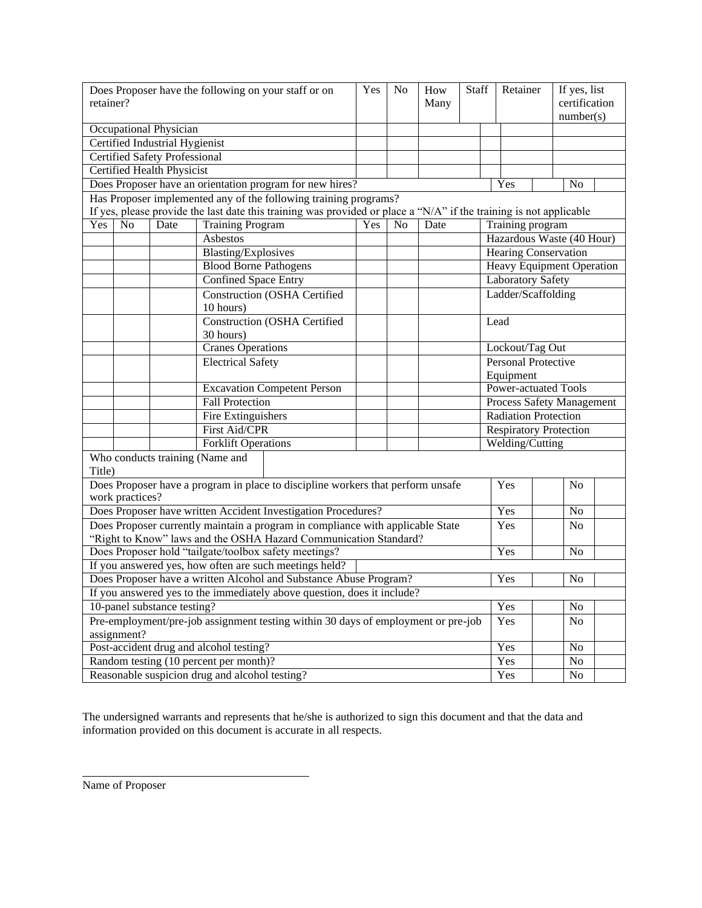| Does Proposer have the following on your staff or on retainer? | Yes | No | How Many | Staff | Retainer | If yes, list certification number(s) |
|---|---|---|---|---|---|---|
| Occupational Physician | | | | | | |
| Certified Industrial Hygienist | | | | | | |
| Certified Safety Professional | | | | | | |
| Certified Health Physicist | | | | | | |

| Does Proposer have an orientation program for new hires? | Yes | | No | |
|---|---|---|---|---|

Has Proposer implemented any of the following training programs?
If yes, please provide the last date this training was provided or place a "N/A" if the training is not applicable

| Yes | No | Date | Training Program | Yes | No | Date | Training program |
|---|---|---|---|---|---|---|---|
| | | | Asbestos | | | | Hazardous Waste (40 Hour) |
| | | | Blasting/Explosives | | | | Hearing Conservation |
| | | | Blood Borne Pathogens | | | | Heavy Equipment Operation |
| | | | Confined Space Entry | | | | Laboratory Safety |
| | | | Construction (OSHA Certified 10 hours) | | | | Ladder/Scaffolding |
| | | | Construction (OSHA Certified 30 hours) | | | | Lead |
| | | | Cranes Operations | | | | Lockout/Tag Out |
| | | | Electrical Safety | | | | Personal Protective Equipment |
| | | | Excavation Competent Person | | | | Power-actuated Tools |
| | | | Fall Protection | | | | Process Safety Management |
| | | | Fire Extinguishers | | | | Radiation Protection |
| | | | First Aid/CPR | | | | Respiratory Protection |
| | | | Forklift Operations | | | | Welding/Cutting |

| Who conducts training (Name and Title) | |
|---|---|

| Question | Yes | | No | |
|---|---|---|---|---|
| Does Proposer have a program in place to discipline workers that perform unsafe work practices? | Yes | | No | |
| Does Proposer have written Accident Investigation Procedures? | Yes | | No | |
| Does Proposer currently maintain a program in compliance with applicable State "Right to Know" laws and the OSHA Hazard Communication Standard? | Yes | | No | |
| Does Proposer hold "tailgate/toolbox safety meetings? | Yes | | No | |
| If you answered yes, how often are such meetings held? | | | | |
| Does Proposer have a written Alcohol and Substance Abuse Program? | Yes | | No | |
| If you answered yes to the immediately above question, does it include? | | | | |
| 10-panel substance testing? | Yes | | No | |
| Pre-employment/pre-job assignment testing within 30 days of employment or pre-job assignment? | Yes | | No | |
| Post-accident drug and alcohol testing? | Yes | | No | |
| Random testing (10 percent per month)? | Yes | | No | |
| Reasonable suspicion drug and alcohol testing? | Yes | | No | |

The undersigned warrants and represents that he/she is authorized to sign this document and that the data and information provided on this document is accurate in all respects.

\_\_\_\_\_\_\_\_\_\_\_\_\_\_\_\_\_\_\_\_\_\_\_\_\_\_\_\_\_\_\_\_\_\_\_\_\_\_\_\_

Name of Proposer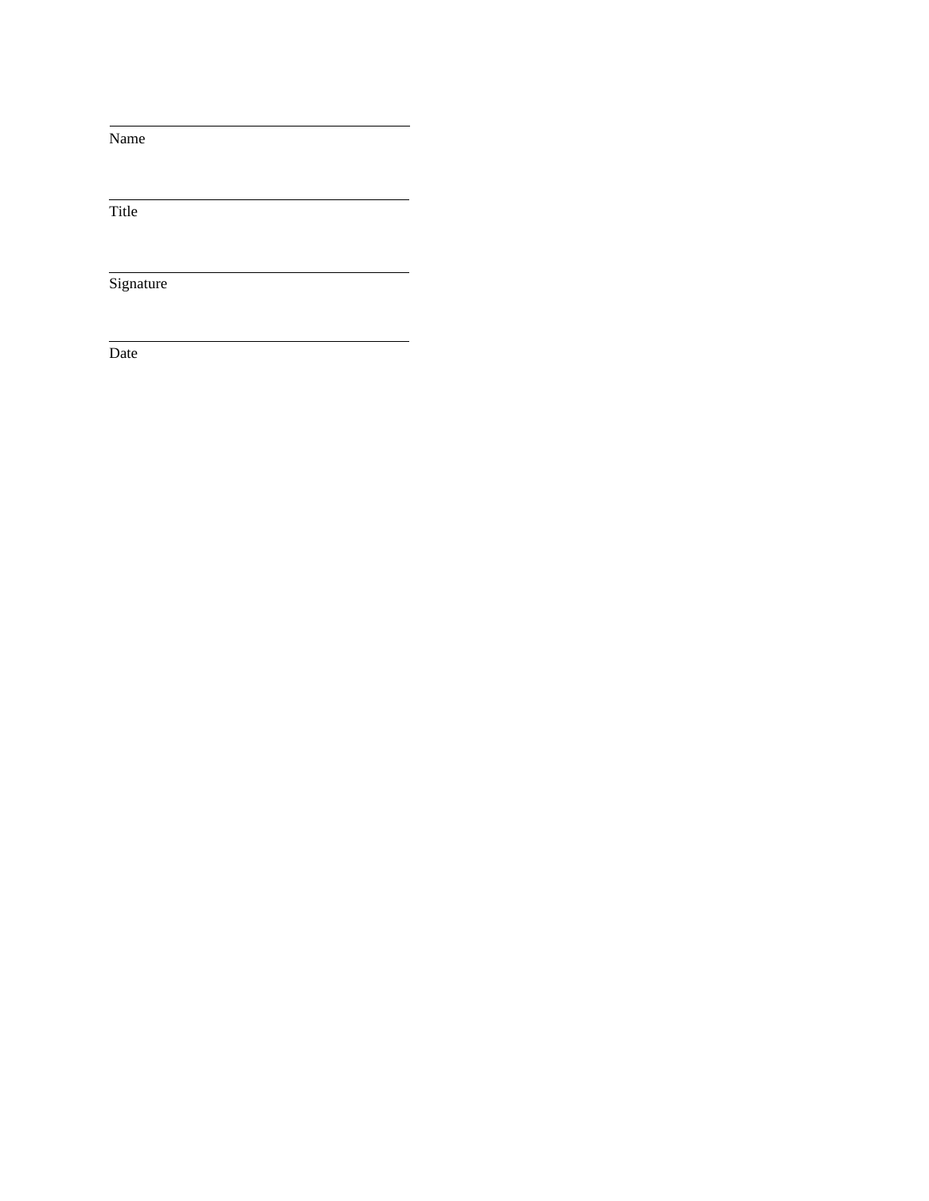\_\_\_\_\_\_\_\_\_\_\_\_\_\_\_\_\_\_\_\_\_\_\_\_\_\_\_\_\_\_\_\_\_\_\_\_\_\_
Name

\_\_\_\_\_\_\_\_\_\_\_\_\_\_\_\_\_\_\_\_\_\_\_\_\_\_\_\_\_\_\_\_\_\_\_\_\_\_
Title

\_\_\_\_\_\_\_\_\_\_\_\_\_\_\_\_\_\_\_\_\_\_\_\_\_\_\_\_\_\_\_\_\_\_\_\_\_\_
Signature

\_\_\_\_\_\_\_\_\_\_\_\_\_\_\_\_\_\_\_\_\_\_\_\_\_\_\_\_\_\_\_\_\_\_\_\_\_\_
Date